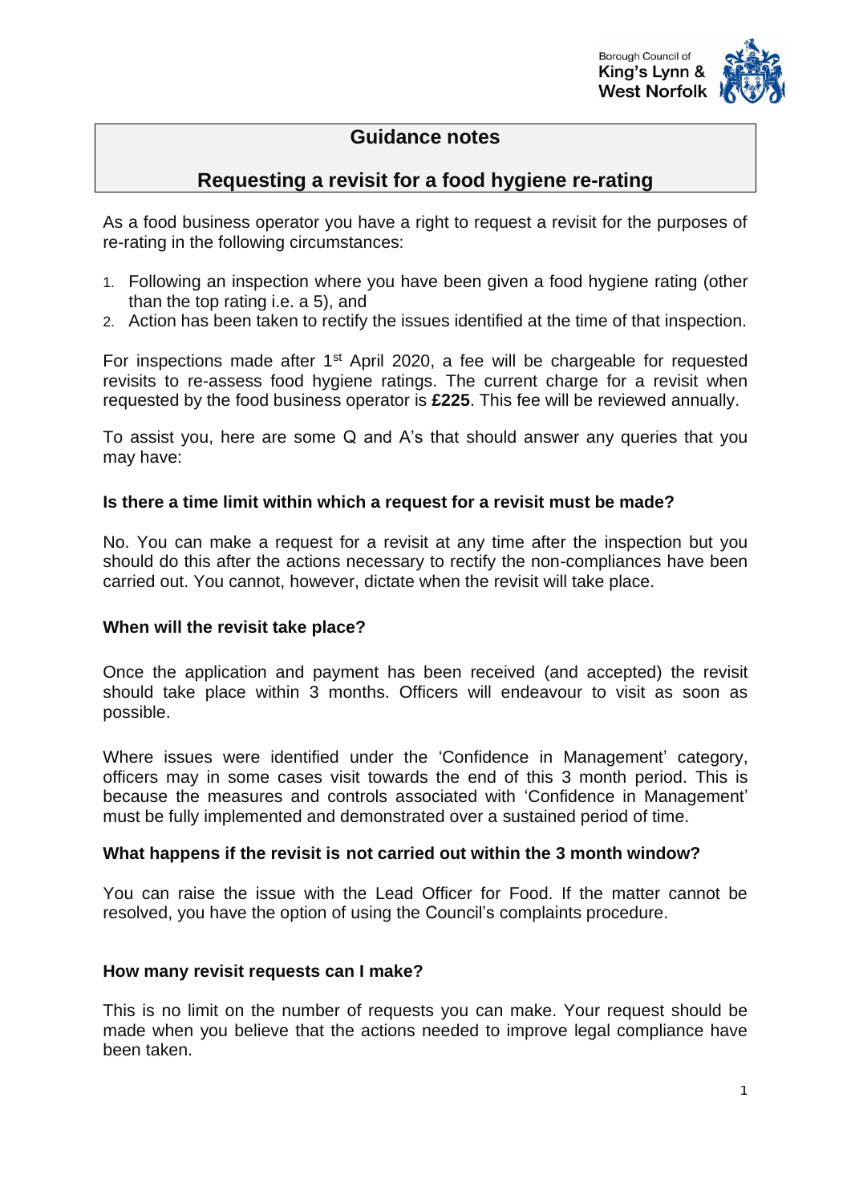# Guidance notes

## Requesting a revisit for a food hygiene re-rating

As a food business operator you have a right to request a revisit for the purposes of re-rating in the following circumstances:

1. Following an inspection where you have been given a food hygiene rating (other than the top rating i.e. a 5), and
2. Action has been taken to rectify the issues identified at the time of that inspection.

For inspections made after 1st April 2020, a fee will be chargeable for requested revisits to re-assess food hygiene ratings. The current charge for a revisit when requested by the food business operator is **£225**. This fee will be reviewed annually.

To assist you, here are some Q and A's that should answer any queries that you may have:

**Is there a time limit within which a request for a revisit must be made?**

No. You can make a request for a revisit at any time after the inspection but you should do this after the actions necessary to rectify the non-compliances have been carried out. You cannot, however, dictate when the revisit will take place.

**When will the revisit take place?**

Once the application and payment has been received (and accepted) the revisit should take place within 3 months. Officers will endeavour to visit as soon as possible.

Where issues were identified under the 'Confidence in Management' category, officers may in some cases visit towards the end of this 3 month period. This is because the measures and controls associated with 'Confidence in Management' must be fully implemented and demonstrated over a sustained period of time.

**What happens if the revisit is not carried out within the 3 month window?**

You can raise the issue with the Lead Officer for Food. If the matter cannot be resolved, you have the option of using the Council's complaints procedure.

**How many revisit requests can I make?**

This is no limit on the number of requests you can make. Your request should be made when you believe that the actions needed to improve legal compliance have been taken.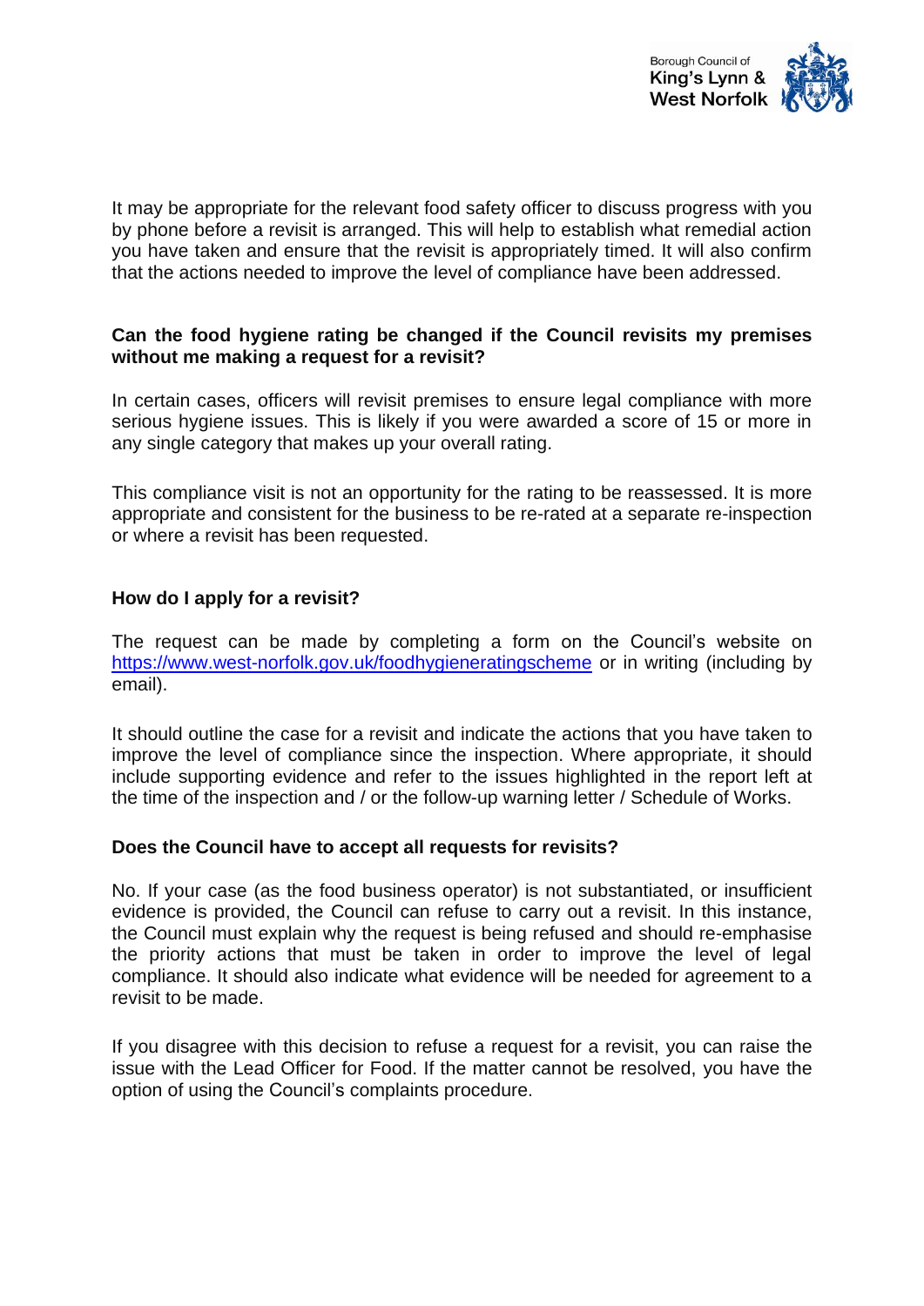It may be appropriate for the relevant food safety officer to discuss progress with you by phone before a revisit is arranged. This will help to establish what remedial action you have taken and ensure that the revisit is appropriately timed. It will also confirm that the actions needed to improve the level of compliance have been addressed.

**Can the food hygiene rating be changed if the Council revisits my premises without me making a request for a revisit?**

In certain cases, officers will revisit premises to ensure legal compliance with more serious hygiene issues. This is likely if you were awarded a score of 15 or more in any single category that makes up your overall rating.

This compliance visit is not an opportunity for the rating to be reassessed. It is more appropriate and consistent for the business to be re-rated at a separate re-inspection or where a revisit has been requested.

**How do I apply for a revisit?**

The request can be made by completing a form on the Council's website on https://www.west-norfolk.gov.uk/foodhygieneratingscheme or in writing (including by email).

It should outline the case for a revisit and indicate the actions that you have taken to improve the level of compliance since the inspection. Where appropriate, it should include supporting evidence and refer to the issues highlighted in the report left at the time of the inspection and / or the follow-up warning letter / Schedule of Works.

**Does the Council have to accept all requests for revisits?**

No. If your case (as the food business operator) is not substantiated, or insufficient evidence is provided, the Council can refuse to carry out a revisit. In this instance, the Council must explain why the request is being refused and should re-emphasise the priority actions that must be taken in order to improve the level of legal compliance. It should also indicate what evidence will be needed for agreement to a revisit to be made.

If you disagree with this decision to refuse a request for a revisit, you can raise the issue with the Lead Officer for Food. If the matter cannot be resolved, you have the option of using the Council's complaints procedure.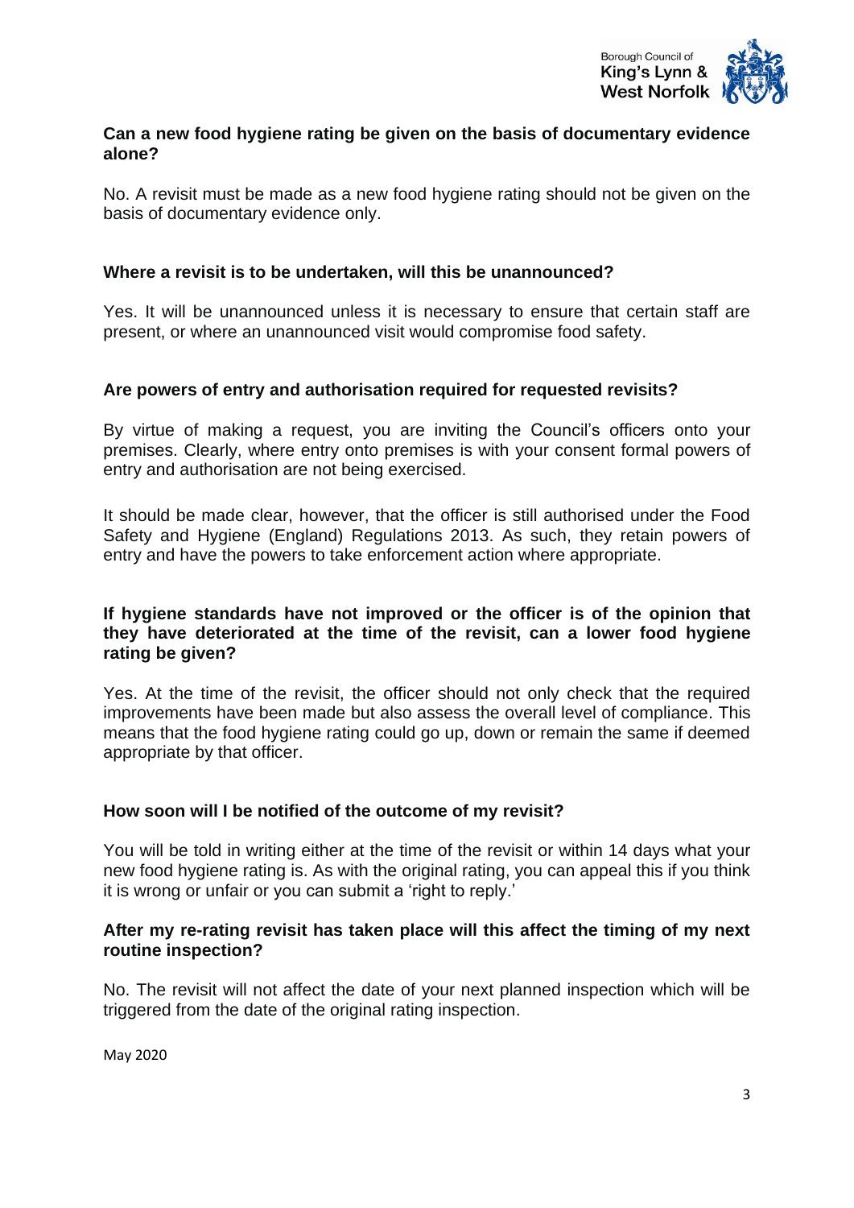**Can a new food hygiene rating be given on the basis of documentary evidence alone?**

No. A revisit must be made as a new food hygiene rating should not be given on the basis of documentary evidence only.

**Where a revisit is to be undertaken, will this be unannounced?**

Yes. It will be unannounced unless it is necessary to ensure that certain staff are present, or where an unannounced visit would compromise food safety.

**Are powers of entry and authorisation required for requested revisits?**

By virtue of making a request, you are inviting the Council's officers onto your premises. Clearly, where entry onto premises is with your consent formal powers of entry and authorisation are not being exercised.

It should be made clear, however, that the officer is still authorised under the Food Safety and Hygiene (England) Regulations 2013. As such, they retain powers of entry and have the powers to take enforcement action where appropriate.

**If hygiene standards have not improved or the officer is of the opinion that they have deteriorated at the time of the revisit, can a lower food hygiene rating be given?**

Yes. At the time of the revisit, the officer should not only check that the required improvements have been made but also assess the overall level of compliance. This means that the food hygiene rating could go up, down or remain the same if deemed appropriate by that officer.

**How soon will I be notified of the outcome of my revisit?**

You will be told in writing either at the time of the revisit or within 14 days what your new food hygiene rating is. As with the original rating, you can appeal this if you think it is wrong or unfair or you can submit a 'right to reply.'

**After my re-rating revisit has taken place will this affect the timing of my next routine inspection?**

No. The revisit will not affect the date of your next planned inspection which will be triggered from the date of the original rating inspection.

May 2020